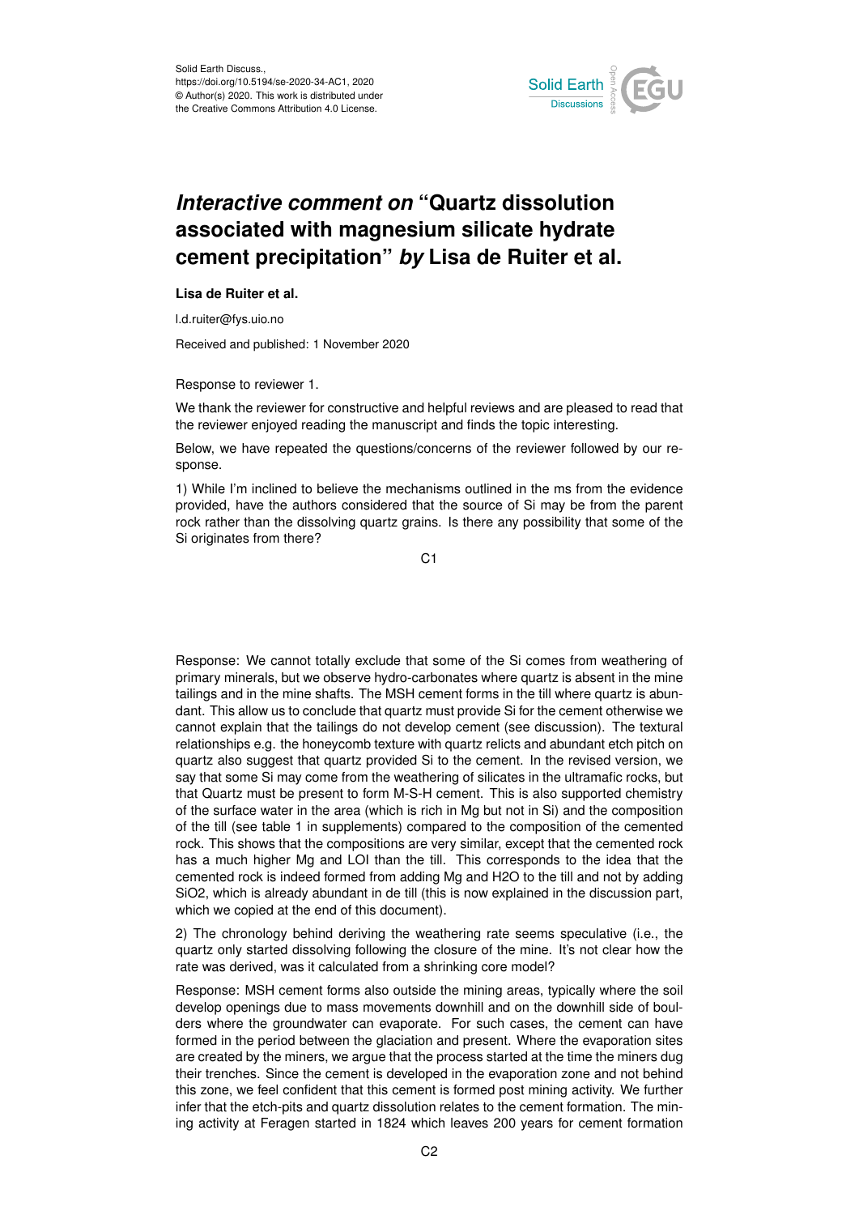# *Interactive comment on* "Quartz dissolution associated with magnesium silicate hydrate cement precipitation" *by* Lisa de Ruiter et al.

**Lisa de Ruiter et al.**

l.d.ruiter@fys.uio.no

Received and published: 1 November 2020

Response to reviewer 1.

We thank the reviewer for constructive and helpful reviews and are pleased to read that the reviewer enjoyed reading the manuscript and finds the topic interesting.

Below, we have repeated the questions/concerns of the reviewer followed by our response.

1) While I'm inclined to believe the mechanisms outlined in the ms from the evidence provided, have the authors considered that the source of Si may be from the parent rock rather than the dissolving quartz grains. Is there any possibility that some of the Si originates from there?

Response: We cannot totally exclude that some of the Si comes from weathering of primary minerals, but we observe hydro-carbonates where quartz is absent in the mine tailings and in the mine shafts. The MSH cement forms in the till where quartz is abundant. This allow us to conclude that quartz must provide Si for the cement otherwise we cannot explain that the tailings do not develop cement (see discussion). The textural relationships e.g. the honeycomb texture with quartz relicts and abundant etch pitch on quartz also suggest that quartz provided Si to the cement. In the revised version, we say that some Si may come from the weathering of silicates in the ultramafic rocks, but that Quartz must be present to form M-S-H cement. This is also supported chemistry of the surface water in the area (which is rich in Mg but not in Si) and the composition of the till (see table 1 in supplements) compared to the composition of the cemented rock. This shows that the compositions are very similar, except that the cemented rock has a much higher Mg and LOI than the till. This corresponds to the idea that the cemented rock is indeed formed from adding Mg and H2O to the till and not by adding SiO2, which is already abundant in de till (this is now explained in the discussion part, which we copied at the end of this document).

2) The chronology behind deriving the weathering rate seems speculative (i.e., the quartz only started dissolving following the closure of the mine. It's not clear how the rate was derived, was it calculated from a shrinking core model?

Response: MSH cement forms also outside the mining areas, typically where the soil develop openings due to mass movements downhill and on the downhill side of boulders where the groundwater can evaporate. For such cases, the cement can have formed in the period between the glaciation and present. Where the evaporation sites are created by the miners, we argue that the process started at the time the miners dug their trenches. Since the cement is developed in the evaporation zone and not behind this zone, we feel confident that this cement is formed post mining activity. We further infer that the etch-pits and quartz dissolution relates to the cement formation. The mining activity at Feragen started in 1824 which leaves 200 years for cement formation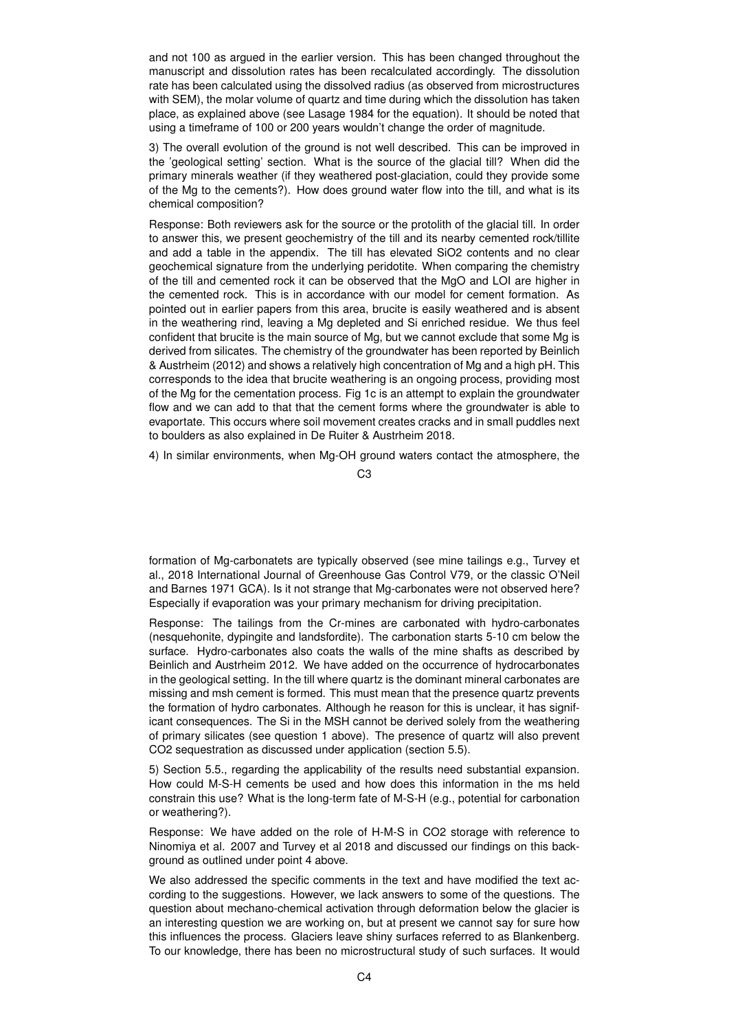and not 100 as argued in the earlier version. This has been changed throughout the manuscript and dissolution rates has been recalculated accordingly. The dissolution rate has been calculated using the dissolved radius (as observed from microstructures with SEM), the molar volume of quartz and time during which the dissolution has taken place, as explained above (see Lasage 1984 for the equation). It should be noted that using a timeframe of 100 or 200 years wouldn't change the order of magnitude.

3) The overall evolution of the ground is not well described. This can be improved in the 'geological setting' section. What is the source of the glacial till? When did the primary minerals weather (if they weathered post-glaciation, could they provide some of the Mg to the cements?). How does ground water flow into the till, and what is its chemical composition?

Response: Both reviewers ask for the source or the protolith of the glacial till. In order to answer this, we present geochemistry of the till and its nearby cemented rock/tillite and add a table in the appendix. The till has elevated $SiO_2$ contents and no clear geochemical signature from the underlying peridotite. When comparing the chemistry of the till and cemented rock it can be observed that the MgO and LOI are higher in the cemented rock. This is in accordance with our model for cement formation. As pointed out in earlier papers from this area, brucite is easily weathered and is absent in the weathering rind, leaving a Mg depleted and Si enriched residue. We thus feel confident that brucite is the main source of Mg, but we cannot exclude that some Mg is derived from silicates. The chemistry of the groundwater has been reported by Beinlich & Austrheim (2012) and shows a relatively high concentration of Mg and a high pH. This corresponds to the idea that brucite weathering is an ongoing process, providing most of the Mg for the cementation process. Fig 1c is an attempt to explain the groundwater flow and we can add to that that the cement forms where the groundwater is able to evaportate. This occurs where soil movement creates cracks and in small puddles next to boulders as also explained in De Ruiter & Austrheim 2018.

4) In similar environments, when Mg-OH ground waters contact the atmosphere, the formation of Mg-carbonatets are typically observed (see mine tailings e.g., Turvey et al., 2018 International Journal of Greenhouse Gas Control V79, or the classic O'Neil and Barnes 1971 GCA). Is it not strange that Mg-carbonates were not observed here? Especially if evaporation was your primary mechanism for driving precipitation.

Response: The tailings from the Cr-mines are carbonated with hydro-carbonates (nesquehonite, dypingite and landsfordite). The carbonation starts 5-10 cm below the surface. Hydro-carbonates also coats the walls of the mine shafts as described by Beinlich and Austrheim 2012. We have added on the occurrence of hydrocarbonates in the geological setting. In the till where quartz is the dominant mineral carbonates are missing and msh cement is formed. This must mean that the presence quartz prevents the formation of hydro carbonates. Although he reason for this is unclear, it has significant consequences. The Si in the MSH cannot be derived solely from the weathering of primary silicates (see question 1 above). The presence of quartz will also prevent $CO_2$ sequestration as discussed under application (section 5.5).

5) Section 5.5., regarding the applicability of the results need substantial expansion. How could M-S-H cements be used and how does this information in the ms held constrain this use? What is the long-term fate of M-S-H (e.g., potential for carbonation or weathering?).

Response: We have added on the role of H-M-S in $CO_2$ storage with reference to Ninomiya et al. 2007 and Turvey et al 2018 and discussed our findings on this background as outlined under point 4 above.

We also addressed the specific comments in the text and have modified the text according to the suggestions. However, we lack answers to some of the questions. The question about mechano-chemical activation through deformation below the glacier is an interesting question we are working on, but at present we cannot say for sure how this influences the process. Glaciers leave shiny surfaces referred to as Blankenberg. To our knowledge, there has been no microstructural study of such surfaces. It would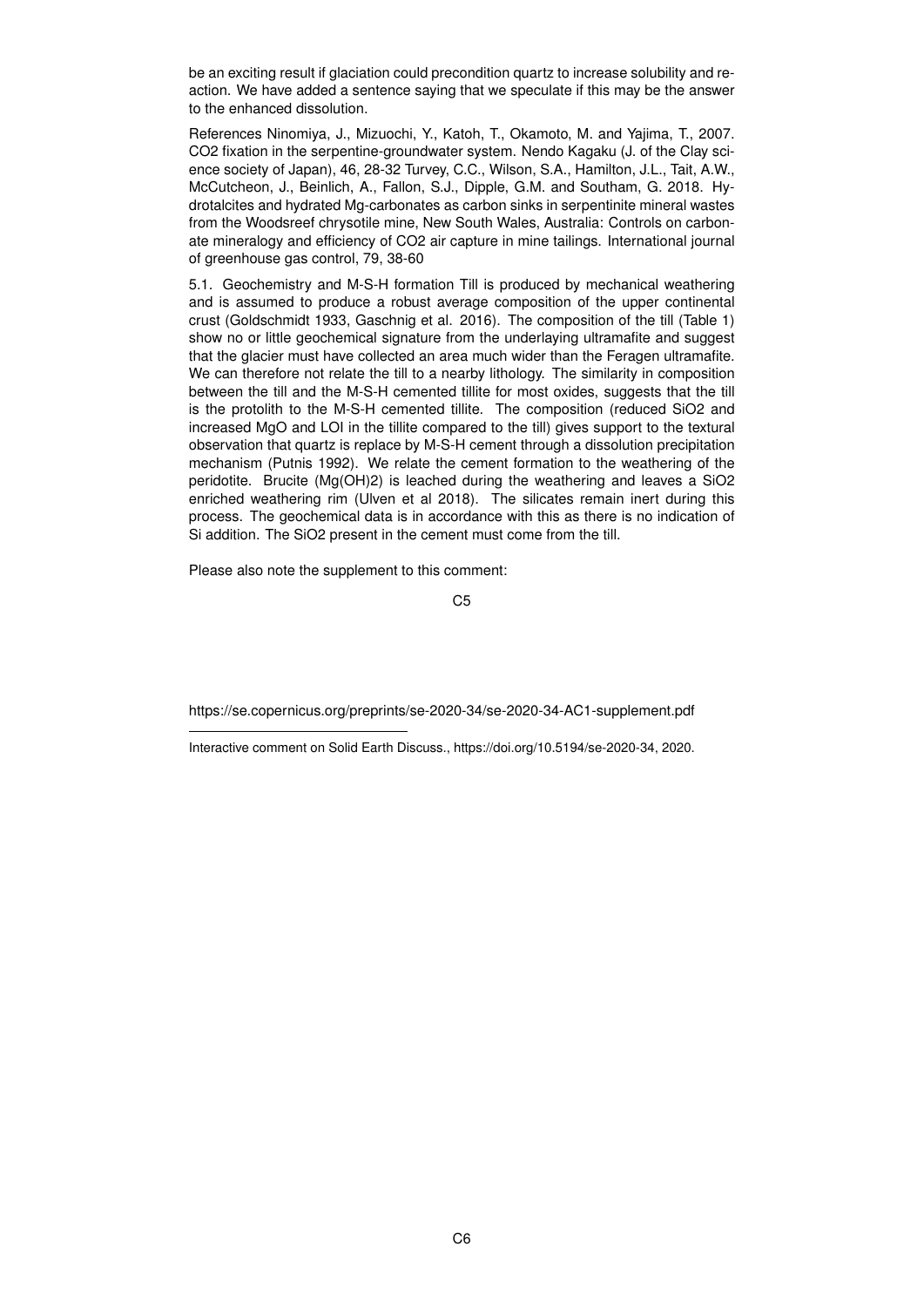be an exciting result if glaciation could precondition quartz to increase solubility and reaction. We have added a sentence saying that we speculate if this may be the answer to the enhanced dissolution.

References Ninomiya, J., Mizuochi, Y., Katoh, T., Okamoto, M. and Yajima, T., 2007. CO2 fixation in the serpentine-groundwater system. Nendo Kagaku (J. of the Clay science society of Japan), 46, 28-32 Turvey, C.C., Wilson, S.A., Hamilton, J.L., Tait, A.W., McCutcheon, J., Beinlich, A., Fallon, S.J., Dipple, G.M. and Southam, G. 2018. Hydrotalcites and hydrated Mg-carbonates as carbon sinks in serpentinite mineral wastes from the Woodsreef chrysotile mine, New South Wales, Australia: Controls on carbonate mineralogy and efficiency of CO2 air capture in mine tailings. International journal of greenhouse gas control, 79, 38-60

5.1. Geochemistry and M-S-H formation Till is produced by mechanical weathering and is assumed to produce a robust average composition of the upper continental crust (Goldschmidt 1933, Gaschnig et al. 2016). The composition of the till (Table 1) show no or little geochemical signature from the underlaying ultramafite and suggest that the glacier must have collected an area much wider than the Feragen ultramafite. We can therefore not relate the till to a nearby lithology. The similarity in composition between the till and the M-S-H cemented tillite for most oxides, suggests that the till is the protolith to the M-S-H cemented tillite. The composition (reduced $SiO_2$ and increased MgO and LOI in the tillite compared to the till) gives support to the textural observation that quartz is replace by M-S-H cement through a dissolution precipitation mechanism (Putnis 1992). We relate the cement formation to the weathering of the peridotite. Brucite ($Mg(OH)_2$) is leached during the weathering and leaves a $SiO_2$ enriched weathering rim (Ulven et al 2018). The silicates remain inert during this process. The geochemical data is in accordance with this as there is no indication of Si addition. The $SiO_2$ present in the cement must come from the till.

Please also note the supplement to this comment:

https://se.copernicus.org/preprints/se-2020-34/se-2020-34-AC1-supplement.pdf

Interactive comment on Solid Earth Discuss., https://doi.org/10.5194/se-2020-34, 2020.